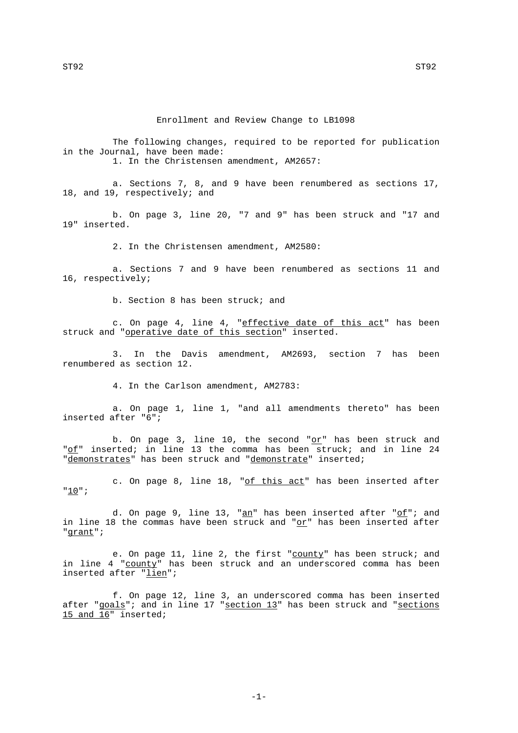# Enrollment and Review Change to LB1098

The following changes, required to be reported for publication in the Journal, have been made:

1. In the Christensen amendment, AM2657:

a. Sections 7, 8, and 9 have been renumbered as sections 17, 18, and 19, respectively; and

b. On page 3, line 20, "7 and 9" has been struck and "17 and 19" inserted.

2. In the Christensen amendment, AM2580:

a. Sections 7 and 9 have been renumbered as sections 11 and 16, respectively;

b. Section 8 has been struck; and

c. On page 4, line 4, "effective date of this act" has been struck and "operative date of this section" inserted.

3. In the Davis amendment, AM2693, section 7 has been renumbered as section 12.

4. In the Carlson amendment, AM2783:

a. On page 1, line 1, "and all amendments thereto" has been inserted after "6";

b. On page 3, line 10, the second "or" has been struck and "of" inserted; in line 13 the comma has been struck; and in line 24 "demonstrates" has been struck and "demonstrate" inserted;

c. On page 8, line 18, "of this act" has been inserted after "10";

d. On page 9, line 13, "an" has been inserted after "of"; and in line 18 the commas have been struck and "or" has been inserted after "grant";

e. On page 11, line 2, the first "county" has been struck; and in line 4 "county" has been struck and an underscored comma has been inserted after "lien";

f. On page 12, line 3, an underscored comma has been inserted after "goals"; and in line 17 "section 13" has been struck and "sections 15 and 16" inserted;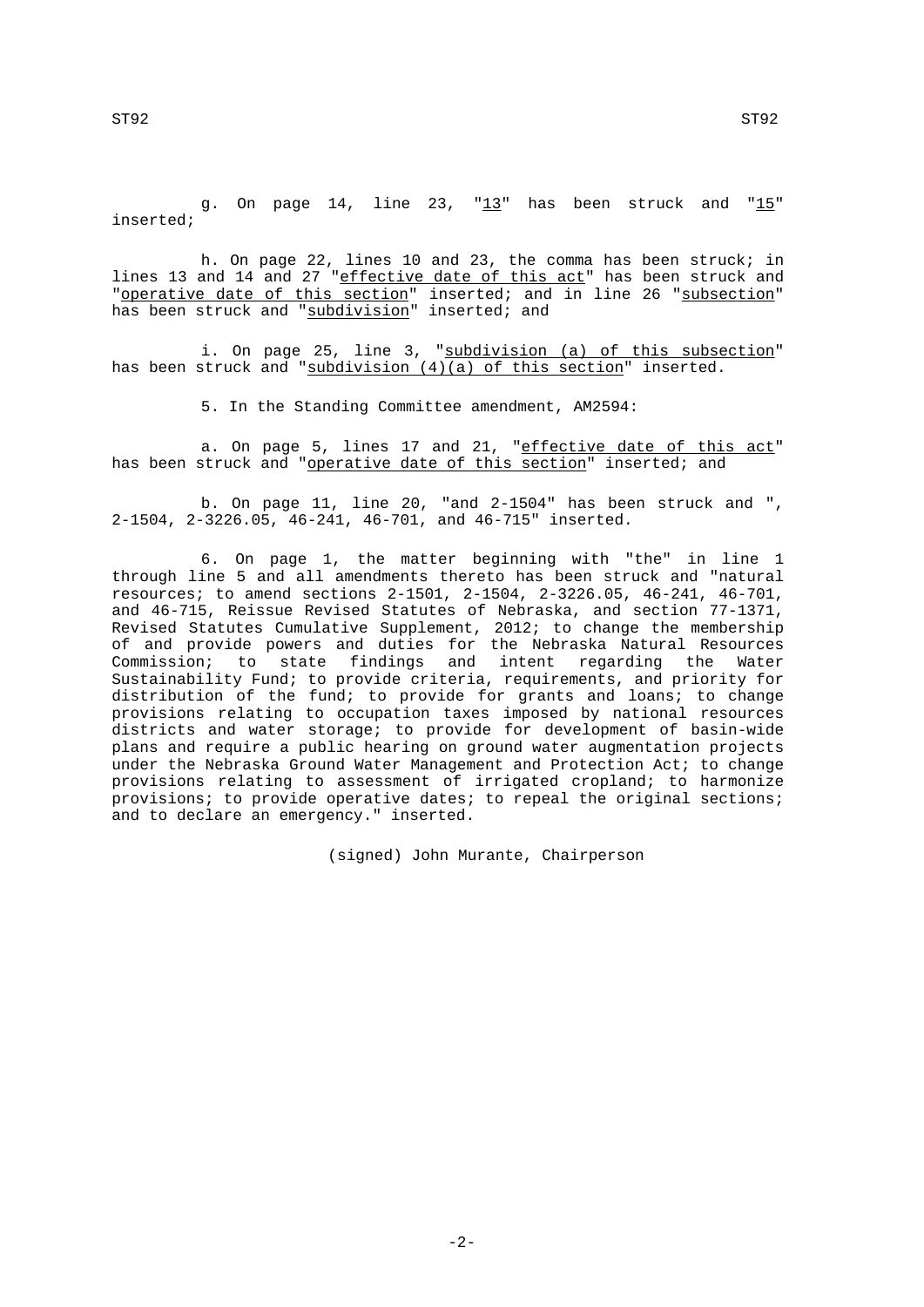g. On page 14, line 23, "<u>13</u>" has been struck and "<u>15</u>" inserted;

h. On page 22, lines 10 and 23, the comma has been struck; in lines 13 and 14 and 27 "<u>effective date of this act</u>" has been struck and "<u>operative date of this section</u>" inserted; and in line 26 "<u>subsection</u>" has been struck and "<u>subdivision</u>" inserted; and

i. On page 25, line 3, "<u>subdivision (a) of this subsection</u>" has been struck and "<u>subdivision (4)(a) of this section</u>" inserted.

5. In the Standing Committee amendment, AM2594:

a. On page 5, lines 17 and 21, "<u>effective date of this act</u>" has been struck and "<u>operative date of this section</u>" inserted; and

b. On page 11, line 20, "and 2-1504" has been struck and ", 2-1504, 2-3226.05, 46-241, 46-701, and 46-715" inserted.

6. On page 1, the matter beginning with "the" in line 1 through line 5 and all amendments thereto has been struck and "natural resources; to amend sections 2-1501, 2-1504, 2-3226.05, 46-241, 46-701, and 46-715, Reissue Revised Statutes of Nebraska, and section 77-1371, Revised Statutes Cumulative Supplement, 2012; to change the membership of and provide powers and duties for the Nebraska Natural Resources Commission; to state findings and intent regarding the Water Sustainability Fund; to provide criteria, requirements, and priority for distribution of the fund; to provide for grants and loans; to change provisions relating to occupation taxes imposed by national resources districts and water storage; to provide for development of basin-wide plans and require a public hearing on ground water augmentation projects under the Nebraska Ground Water Management and Protection Act; to change provisions relating to assessment of irrigated cropland; to harmonize provisions; to provide operative dates; to repeal the original sections; and to declare an emergency." inserted.

(signed) John Murante, Chairperson